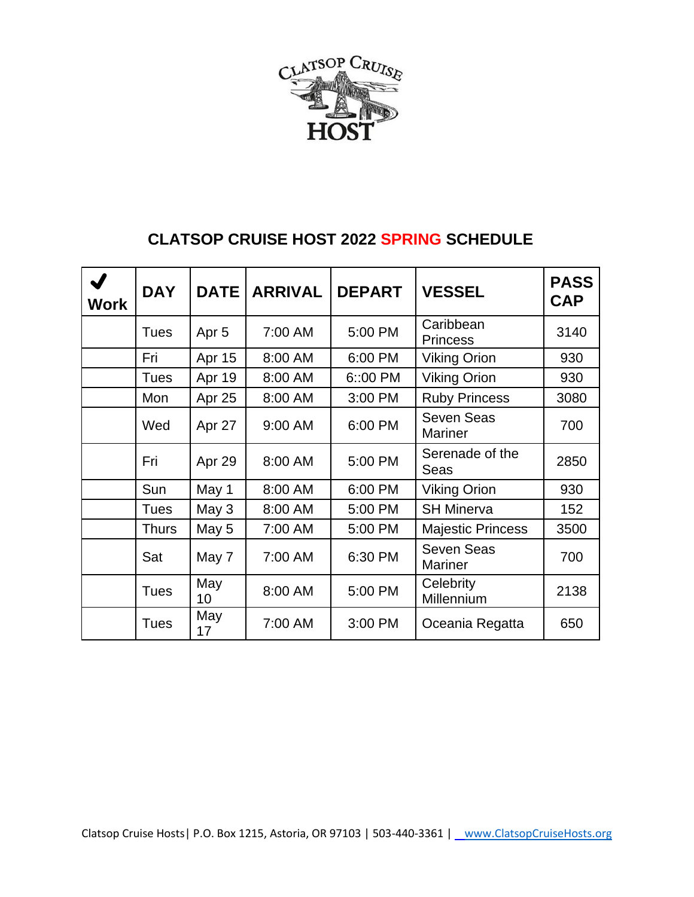CLATSOP CRUISE HOST

## CLATSOP CRUISE HOST 2022 SPRING SCHEDULE

| ✔ Work | DAY | DATE | ARRIVAL | DEPART | VESSEL | PASS CAP |
|---|---|---|---|---|---|---|
| | Tues | Apr 5 | 7:00 AM | 5:00 PM | Caribbean Princess | 3140 |
| | Fri | Apr 15 | 8:00 AM | 6:00 PM | Viking Orion | 930 |
| | Tues | Apr 19 | 8:00 AM | 6::00 PM | Viking Orion | 930 |
| | Mon | Apr 25 | 8:00 AM | 3:00 PM | Ruby Princess | 3080 |
| | Wed | Apr 27 | 9:00 AM | 6:00 PM | Seven Seas Mariner | 700 |
| | Fri | Apr 29 | 8:00 AM | 5:00 PM | Serenade of the Seas | 2850 |
| | Sun | May 1 | 8:00 AM | 6:00 PM | Viking Orion | 930 |
| | Tues | May 3 | 8:00 AM | 5:00 PM | SH Minerva | 152 |
| | Thurs | May 5 | 7:00 AM | 5:00 PM | Majestic Princess | 3500 |
| | Sat | May 7 | 7:00 AM | 6:30 PM | Seven Seas Mariner | 700 |
| | Tues | May 10 | 8:00 AM | 5:00 PM | Celebrity Millennium | 2138 |
| | Tues | May 17 | 7:00 AM | 3:00 PM | Oceania Regatta | 650 |

Clatsop Cruise Hosts| P.O. Box 1215, Astoria, OR 97103 | 503-440-3361 | www.ClatsopCruiseHosts.org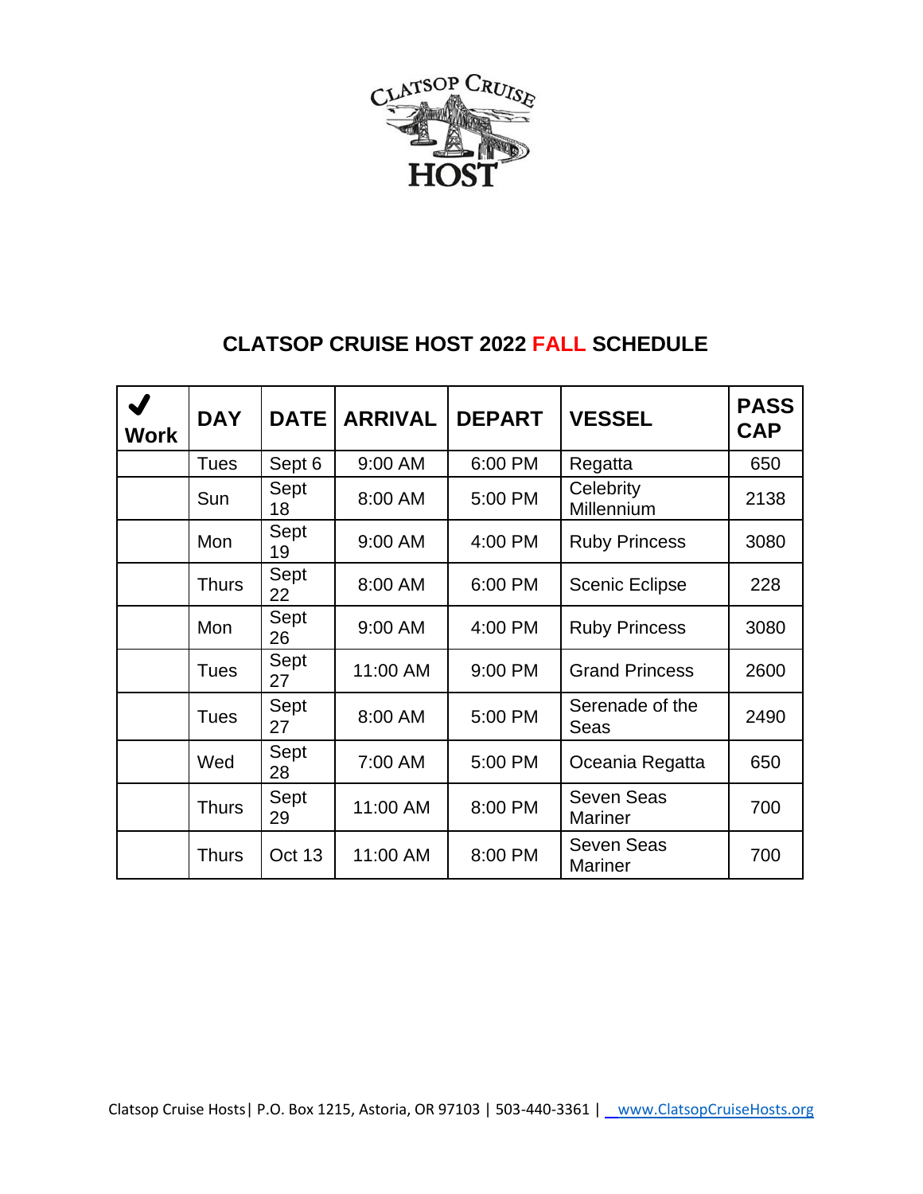## CLATSOP CRUISE HOST 2022 FALL SCHEDULE

| ✔ Work | DAY | DATE | ARRIVAL | DEPART | VESSEL | PASS CAP |
|---|---|---|---|---|---|---|
| | Tues | Sept 6 | 9:00 AM | 6:00 PM | Regatta | 650 |
| | Sun | Sept 18 | 8:00 AM | 5:00 PM | Celebrity Millennium | 2138 |
| | Mon | Sept 19 | 9:00 AM | 4:00 PM | Ruby Princess | 3080 |
| | Thurs | Sept 22 | 8:00 AM | 6:00 PM | Scenic Eclipse | 228 |
| | Mon | Sept 26 | 9:00 AM | 4:00 PM | Ruby Princess | 3080 |
| | Tues | Sept 27 | 11:00 AM | 9:00 PM | Grand Princess | 2600 |
| | Tues | Sept 27 | 8:00 AM | 5:00 PM | Serenade of the Seas | 2490 |
| | Wed | Sept 28 | 7:00 AM | 5:00 PM | Oceania Regatta | 650 |
| | Thurs | Sept 29 | 11:00 AM | 8:00 PM | Seven Seas Mariner | 700 |
| | Thurs | Oct 13 | 11:00 AM | 8:00 PM | Seven Seas Mariner | 700 |

Clatsop Cruise Hosts| P.O. Box 1215, Astoria, OR 97103 | 503-440-3361 | www.ClatsopCruiseHosts.org